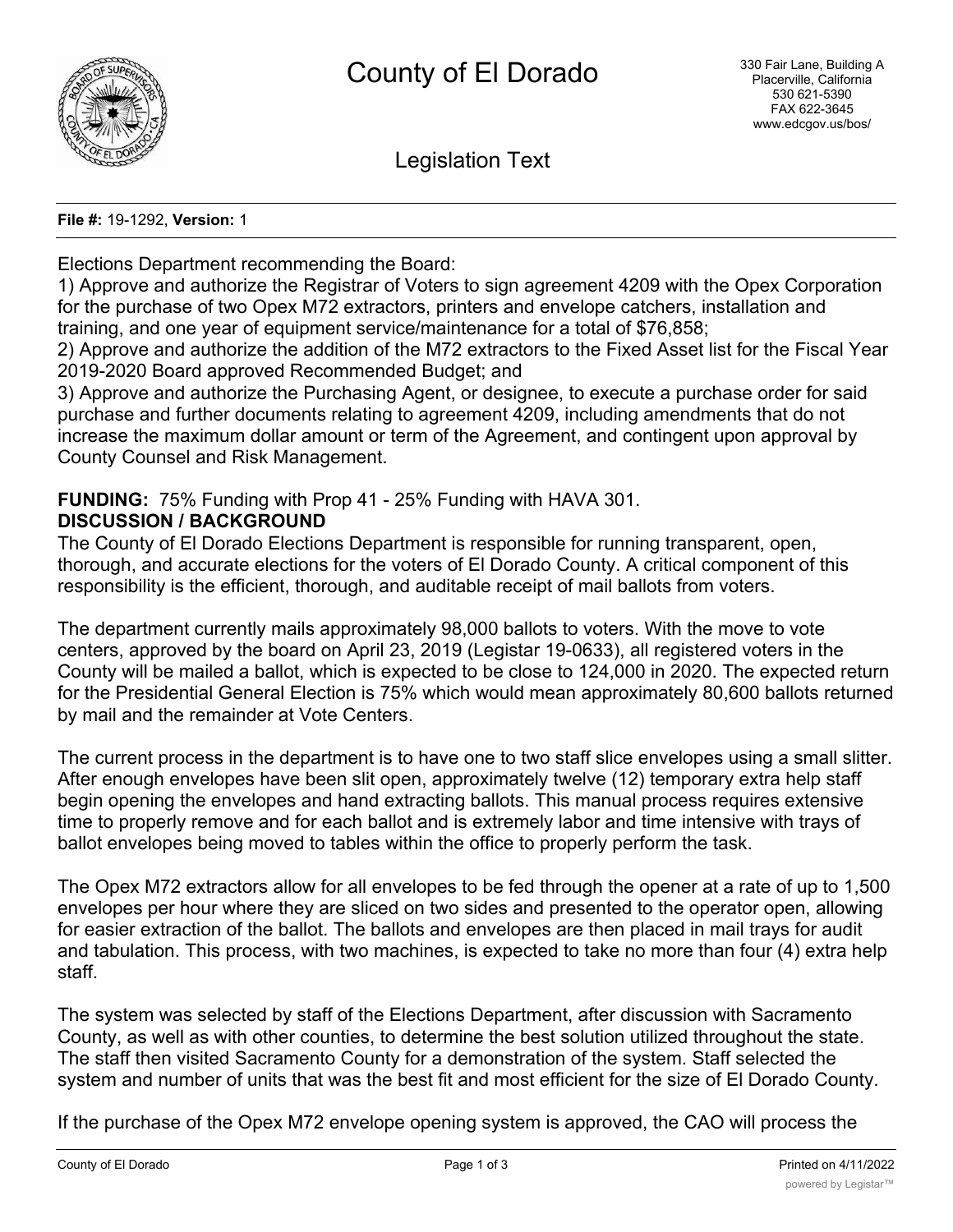# County of El Dorado

330 Fair Lane, Building A
Placerville, California
530 621-5390
FAX 622-3645
www.edcgov.us/bos/

## Legislation Text

**File #:** 19-1292, **Version:** 1

Elections Department recommending the Board:
1) Approve and authorize the Registrar of Voters to sign agreement 4209 with the Opex Corporation for the purchase of two Opex M72 extractors, printers and envelope catchers, installation and training, and one year of equipment service/maintenance for a total of $76,858;
2) Approve and authorize the addition of the M72 extractors to the Fixed Asset list for the Fiscal Year 2019-2020 Board approved Recommended Budget; and
3) Approve and authorize the Purchasing Agent, or designee, to execute a purchase order for said purchase and further documents relating to agreement 4209, including amendments that do not increase the maximum dollar amount or term of the Agreement, and contingent upon approval by County Counsel and Risk Management.

**FUNDING:** 75% Funding with Prop 41 - 25% Funding with HAVA 301.

**DISCUSSION / BACKGROUND**

The County of El Dorado Elections Department is responsible for running transparent, open, thorough, and accurate elections for the voters of El Dorado County. A critical component of this responsibility is the efficient, thorough, and auditable receipt of mail ballots from voters.

The department currently mails approximately 98,000 ballots to voters. With the move to vote centers, approved by the board on April 23, 2019 (Legistar 19-0633), all registered voters in the County will be mailed a ballot, which is expected to be close to 124,000 in 2020. The expected return for the Presidential General Election is 75% which would mean approximately 80,600 ballots returned by mail and the remainder at Vote Centers.

The current process in the department is to have one to two staff slice envelopes using a small slitter. After enough envelopes have been slit open, approximately twelve (12) temporary extra help staff begin opening the envelopes and hand extracting ballots. This manual process requires extensive time to properly remove and for each ballot and is extremely labor and time intensive with trays of ballot envelopes being moved to tables within the office to properly perform the task.

The Opex M72 extractors allow for all envelopes to be fed through the opener at a rate of up to 1,500 envelopes per hour where they are sliced on two sides and presented to the operator open, allowing for easier extraction of the ballot. The ballots and envelopes are then placed in mail trays for audit and tabulation. This process, with two machines, is expected to take no more than four (4) extra help staff.

The system was selected by staff of the Elections Department, after discussion with Sacramento County, as well as with other counties, to determine the best solution utilized throughout the state. The staff then visited Sacramento County for a demonstration of the system. Staff selected the system and number of units that was the best fit and most efficient for the size of El Dorado County.

If the purchase of the Opex M72 envelope opening system is approved, the CAO will process the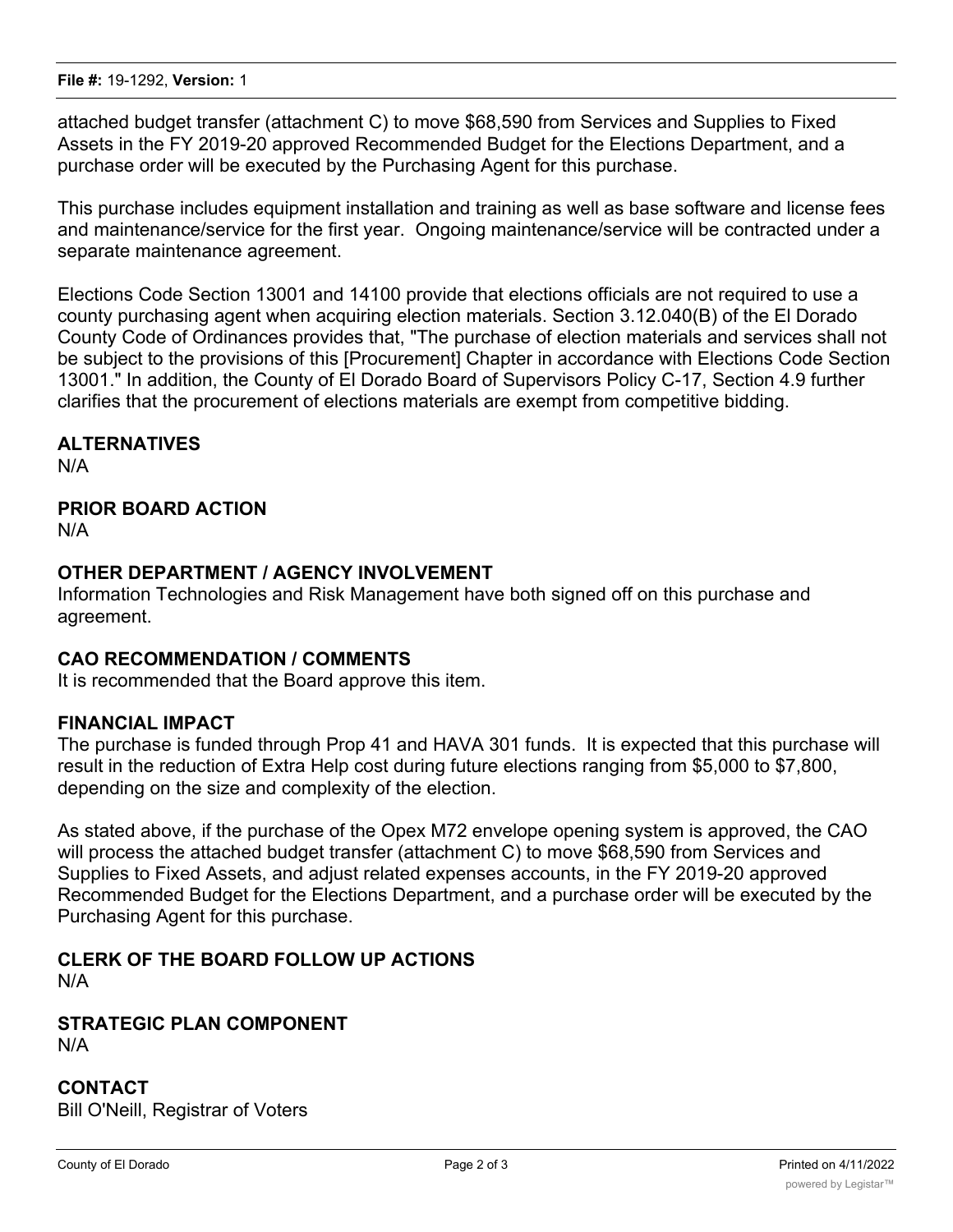attached budget transfer (attachment C) to move $68,590 from Services and Supplies to Fixed Assets in the FY 2019-20 approved Recommended Budget for the Elections Department, and a purchase order will be executed by the Purchasing Agent for this purchase.

This purchase includes equipment installation and training as well as base software and license fees and maintenance/service for the first year. Ongoing maintenance/service will be contracted under a separate maintenance agreement.

Elections Code Section 13001 and 14100 provide that elections officials are not required to use a county purchasing agent when acquiring election materials. Section 3.12.040(B) of the El Dorado County Code of Ordinances provides that, "The purchase of election materials and services shall not be subject to the provisions of this [Procurement] Chapter in accordance with Elections Code Section 13001." In addition, the County of El Dorado Board of Supervisors Policy C-17, Section 4.9 further clarifies that the procurement of elections materials are exempt from competitive bidding.

## ALTERNATIVES

N/A

## PRIOR BOARD ACTION

N/A

## OTHER DEPARTMENT / AGENCY INVOLVEMENT

Information Technologies and Risk Management have both signed off on this purchase and agreement.

## CAO RECOMMENDATION / COMMENTS

It is recommended that the Board approve this item.

## FINANCIAL IMPACT

The purchase is funded through Prop 41 and HAVA 301 funds. It is expected that this purchase will result in the reduction of Extra Help cost during future elections ranging from $5,000 to $7,800, depending on the size and complexity of the election.

As stated above, if the purchase of the Opex M72 envelope opening system is approved, the CAO will process the attached budget transfer (attachment C) to move $68,590 from Services and Supplies to Fixed Assets, and adjust related expenses accounts, in the FY 2019-20 approved Recommended Budget for the Elections Department, and a purchase order will be executed by the Purchasing Agent for this purchase.

## CLERK OF THE BOARD FOLLOW UP ACTIONS

N/A

## STRATEGIC PLAN COMPONENT

N/A

## CONTACT

Bill O'Neill, Registrar of Voters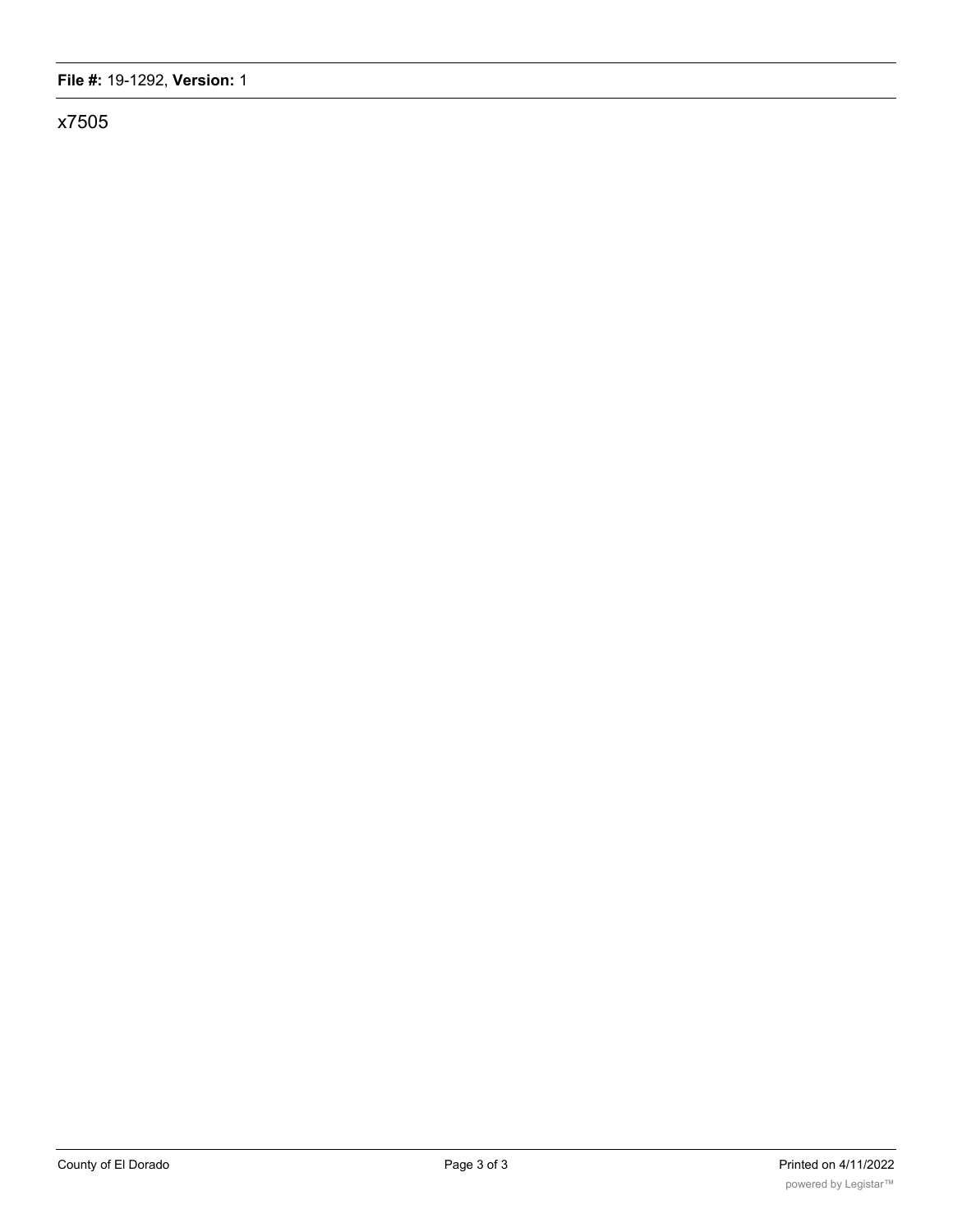x7505